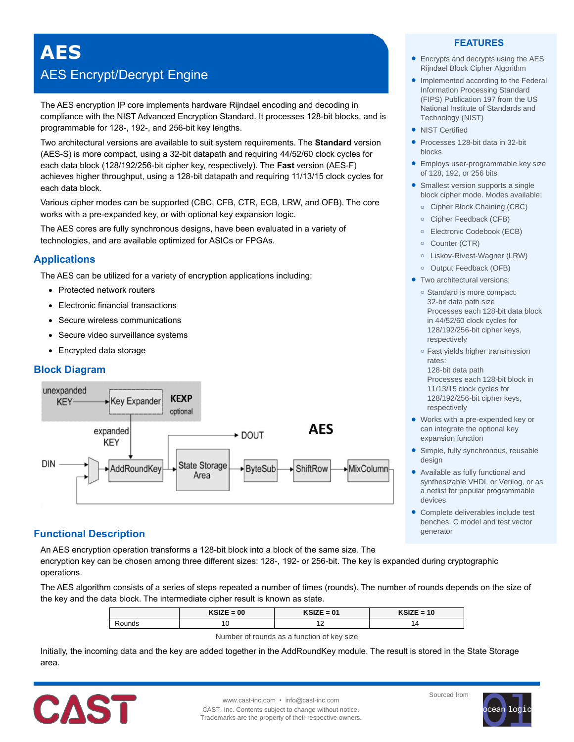# AES

## AES Encrypt/Decrypt Engine

The AES encryption IP core implements hardware Rijndael encoding and decoding in compliance with the NIST Advanced Encryption Standard. It processes 128-bit blocks, and is programmable for 128-, 192-, and 256-bit key lengths.

Two architectural versions are available to suit system requirements. The **Standard** version (AES-S) is more compact, using a 32-bit datapath and requiring 44/52/60 clock cycles for each data block (128/192/256-bit cipher key, respectively). The **Fast** version (AES-F) achieves higher throughput, using a 128-bit datapath and requiring 11/13/15 clock cycles for each data block.

Various cipher modes can be supported (CBC, CFB, CTR, ECB, LRW, and OFB). The core works with a pre-expanded key, or with optional key expansion logic.

The AES cores are fully synchronous designs, have been evaluated in a variety of technologies, and are available optimized for ASICs or FPGAs.

## Applications

The AES can be utilized for a variety of encryption applications including:

- Protected network routers
- Electronic financial transactions
- Secure wireless communications
- Secure video surveillance systems
- Encrypted data storage

## Block Diagram

unexpanded KEY
Key Expander
KEXP optional
expanded KEY
DOUT
AES
DIN
AddRoundKey
State Storage Area
ByteSub
ShiftRow
MixColumn

## FEATURES

- Encrypts and decrypts using the AES Rijndael Block Cipher Algorithm
- Implemented according to the Federal Information Processing Standard (FIPS) Publication 197 from the US National Institute of Standards and Technology (NIST)
- NIST Certified
- Processes 128-bit data in 32-bit blocks
- Employs user-programmable key size of 128, 192, or 256 bits
- Smallest version supports a single block cipher mode. Modes available:
  - Cipher Block Chaining (CBC)
  - Cipher Feedback (CFB)
  - Electronic Codebook (ECB)
  - Counter (CTR)
  - Liskov-Rivest-Wagner (LRW)
  - Output Feedback (OFB)
- Two architectural versions:
  - Standard is more compact:
    32-bit data path size
    Processes each 128-bit data block in 44/52/60 clock cycles for 128/192/256-bit cipher keys, respectively
  - Fast yields higher transmission rates:
    128-bit data path
    Processes each 128-bit block in 11/13/15 clock cycles for 128/192/256-bit cipher keys, respectively
- Works with a pre-expended key or can integrate the optional key expansion function
- Simple, fully synchronous, reusable design
- Available as fully functional and synthesizable VHDL or Verilog, or as a netlist for popular programmable devices
- Complete deliverables include test benches, C model and test vector generator

## Functional Description

An AES encryption operation transforms a 128-bit block into a block of the same size. The encryption key can be chosen among three different sizes: 128-, 192- or 256-bit. The key is expanded during cryptographic operations.

The AES algorithm consists of a series of steps repeated a number of times (rounds). The number of rounds depends on the size of the key and the data block. The intermediate cipher result is known as state.

| | KSIZE = 00 | KSIZE = 01 | KSIZE = 10 |
|---|---|---|---|
| Rounds | 10 | 12 | 14 |

Number of rounds as a function of key size

Initially, the incoming data and the key are added together in the AddRoundKey module. The result is stored in the State Storage area.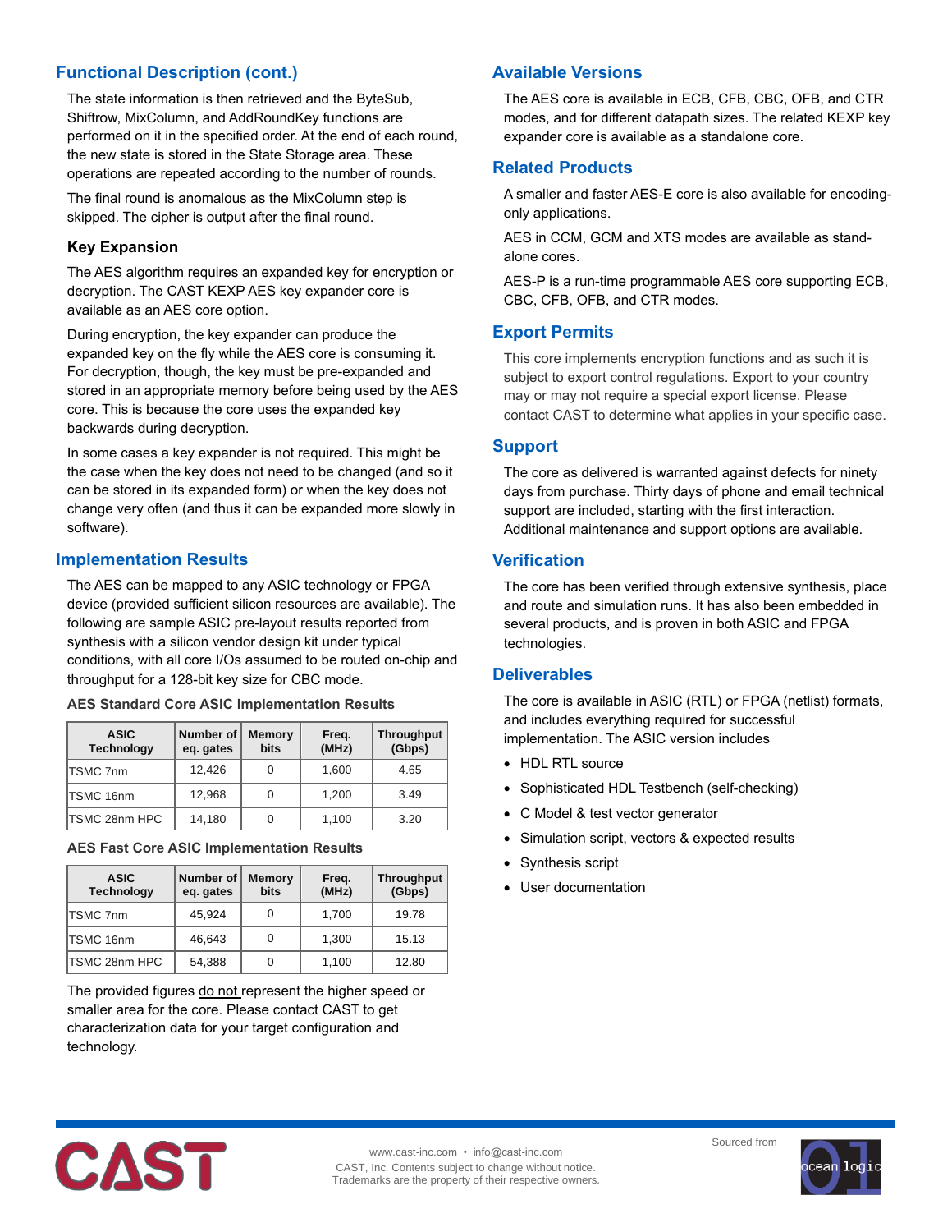## Functional Description (cont.)

The state information is then retrieved and the ByteSub, Shiftrow, MixColumn, and AddRoundKey functions are performed on it in the specified order. At the end of each round, the new state is stored in the State Storage area. These operations are repeated according to the number of rounds.

The final round is anomalous as the MixColumn step is skipped. The cipher is output after the final round.

### Key Expansion

The AES algorithm requires an expanded key for encryption or decryption. The CAST KEXP AES key expander core is available as an AES core option.

During encryption, the key expander can produce the expanded key on the fly while the AES core is consuming it. For decryption, though, the key must be pre-expanded and stored in an appropriate memory before being used by the AES core. This is because the core uses the expanded key backwards during decryption.

In some cases a key expander is not required. This might be the case when the key does not need to be changed (and so it can be stored in its expanded form) or when the key does not change very often (and thus it can be expanded more slowly in software).

## Implementation Results

The AES can be mapped to any ASIC technology or FPGA device (provided sufficient silicon resources are available). The following are sample ASIC pre-layout results reported from synthesis with a silicon vendor design kit under typical conditions, with all core I/Os assumed to be routed on-chip and throughput for a 128-bit key size for CBC mode.

**AES Standard Core ASIC Implementation Results**

| ASIC Technology | Number of eq. gates | Memory bits | Freq. (MHz) | Throughput (Gbps) |
|---|---|---|---|---|
| TSMC 7nm | 12,426 | 0 | 1,600 | 4.65 |
| TSMC 16nm | 12,968 | 0 | 1,200 | 3.49 |
| TSMC 28nm HPC | 14,180 | 0 | 1,100 | 3.20 |

**AES Fast Core ASIC Implementation Results**

| ASIC Technology | Number of eq. gates | Memory bits | Freq. (MHz) | Throughput (Gbps) |
|---|---|---|---|---|
| TSMC 7nm | 45,924 | 0 | 1,700 | 19.78 |
| TSMC 16nm | 46,643 | 0 | 1,300 | 15.13 |
| TSMC 28nm HPC | 54,388 | 0 | 1,100 | 12.80 |

The provided figures do not represent the higher speed or smaller area for the core. Please contact CAST to get characterization data for your target configuration and technology.

## Available Versions

The AES core is available in ECB, CFB, CBC, OFB, and CTR modes, and for different datapath sizes. The related KEXP key expander core is available as a standalone core.

## Related Products

A smaller and faster AES-E core is also available for encoding-only applications.

AES in CCM, GCM and XTS modes are available as stand-alone cores.

AES-P is a run-time programmable AES core supporting ECB, CBC, CFB, OFB, and CTR modes.

## Export Permits

This core implements encryption functions and as such it is subject to export control regulations. Export to your country may or may not require a special export license. Please contact CAST to determine what applies in your specific case.

## Support

The core as delivered is warranted against defects for ninety days from purchase. Thirty days of phone and email technical support are included, starting with the first interaction. Additional maintenance and support options are available.

## Verification

The core has been verified through extensive synthesis, place and route and simulation runs. It has also been embedded in several products, and is proven in both ASIC and FPGA technologies.

## Deliverables

The core is available in ASIC (RTL) or FPGA (netlist) formats, and includes everything required for successful implementation. The ASIC version includes

- HDL RTL source
- Sophisticated HDL Testbench (self-checking)
- C Model & test vector generator
- Simulation script, vectors & expected results
- Synthesis script
- User documentation

CAST

www.cast-inc.com • info@cast-inc.com

CAST, Inc. Contents subject to change without notice.
Trademarks are the property of their respective owners.

Sourced from

ocean logic